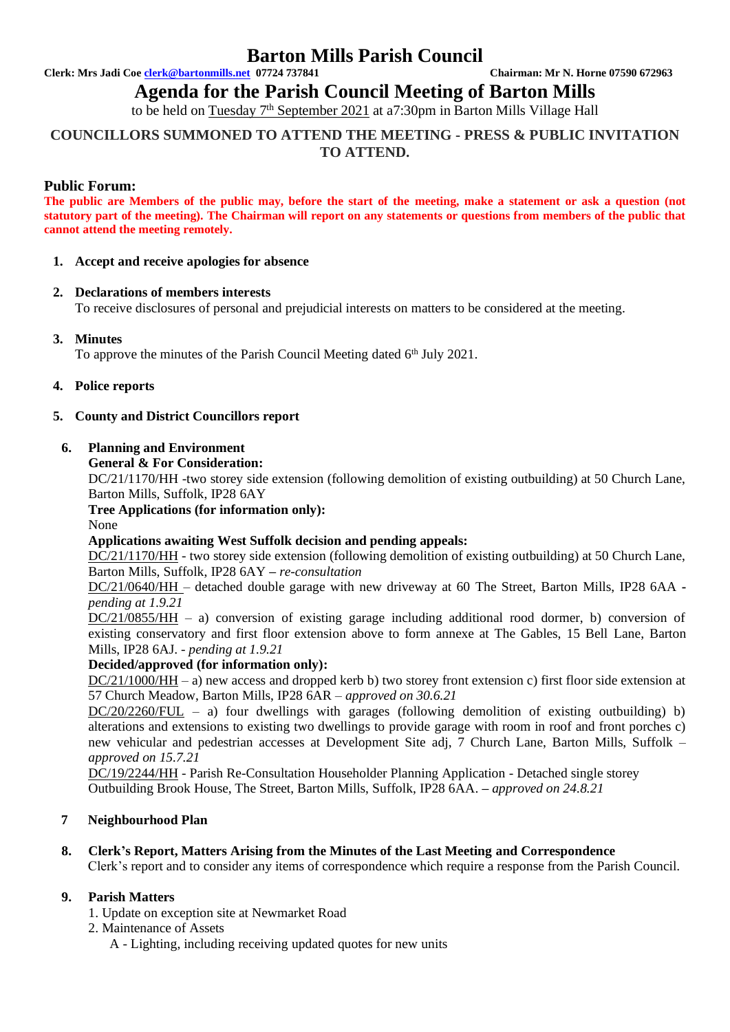# Barton Mills Parish Council

**Clerk: Mrs Jadi Coe clerk@bartonmills.net 07724 737841** **Chairman: Mr N. Horne 07590 672963**

## Agenda for the Parish Council Meeting of Barton Mills

to be held on Tuesday 7th September 2021 at a7:30pm in Barton Mills Village Hall

**COUNCILLORS SUMMONED TO ATTEND THE MEETING - PRESS & PUBLIC INVITATION TO ATTEND.**

### Public Forum:

**The public are Members of the public may, before the start of the meeting, make a statement or ask a question (not statutory part of the meeting). The Chairman will report on any statements or questions from members of the public that cannot attend the meeting remotely.**

1. **Accept and receive apologies for absence**

2. **Declarations of members interests**
   To receive disclosures of personal and prejudicial interests on matters to be considered at the meeting.

3. **Minutes**
   To approve the minutes of the Parish Council Meeting dated 6th July 2021.

4. **Police reports**

5. **County and District Councillors report**

6. **Planning and Environment**
   **General & For Consideration:**
   DC/21/1170/HH -two storey side extension (following demolition of existing outbuilding) at 50 Church Lane, Barton Mills, Suffolk, IP28 6AY
   **Tree Applications (for information only):**
   None
   **Applications awaiting West Suffolk decision and pending appeals:**
   DC/21/1170/HH - two storey side extension (following demolition of existing outbuilding) at 50 Church Lane, Barton Mills, Suffolk, IP28 6AY – *re-consultation*
   DC/21/0640/HH – detached double garage with new driveway at 60 The Street, Barton Mills, IP28 6AA - *pending at 1.9.21*
   DC/21/0855/HH – a) conversion of existing garage including additional rood dormer, b) conversion of existing conservatory and first floor extension above to form annexe at The Gables, 15 Bell Lane, Barton Mills, IP28 6AJ. - *pending at 1.9.21*
   **Decided/approved (for information only):**
   DC/21/1000/HH – a) new access and dropped kerb b) two storey front extension c) first floor side extension at 57 Church Meadow, Barton Mills, IP28 6AR – *approved on 30.6.21*
   DC/20/2260/FUL – a) four dwellings with garages (following demolition of existing outbuilding) b) alterations and extensions to existing two dwellings to provide garage with room in roof and front porches c) new vehicular and pedestrian accesses at Development Site adj, 7 Church Lane, Barton Mills, Suffolk – *approved on 15.7.21*
   DC/19/2244/HH - Parish Re-Consultation Householder Planning Application - Detached single storey Outbuilding Brook House, The Street, Barton Mills, Suffolk, IP28 6AA. – *approved on 24.8.21*

7. **Neighbourhood Plan**

8. **Clerk's Report, Matters Arising from the Minutes of the Last Meeting and Correspondence**
   Clerk's report and to consider any items of correspondence which require a response from the Parish Council.

9. **Parish Matters**
   1. Update on exception site at Newmarket Road
   2. Maintenance of Assets
      A - Lighting, including receiving updated quotes for new units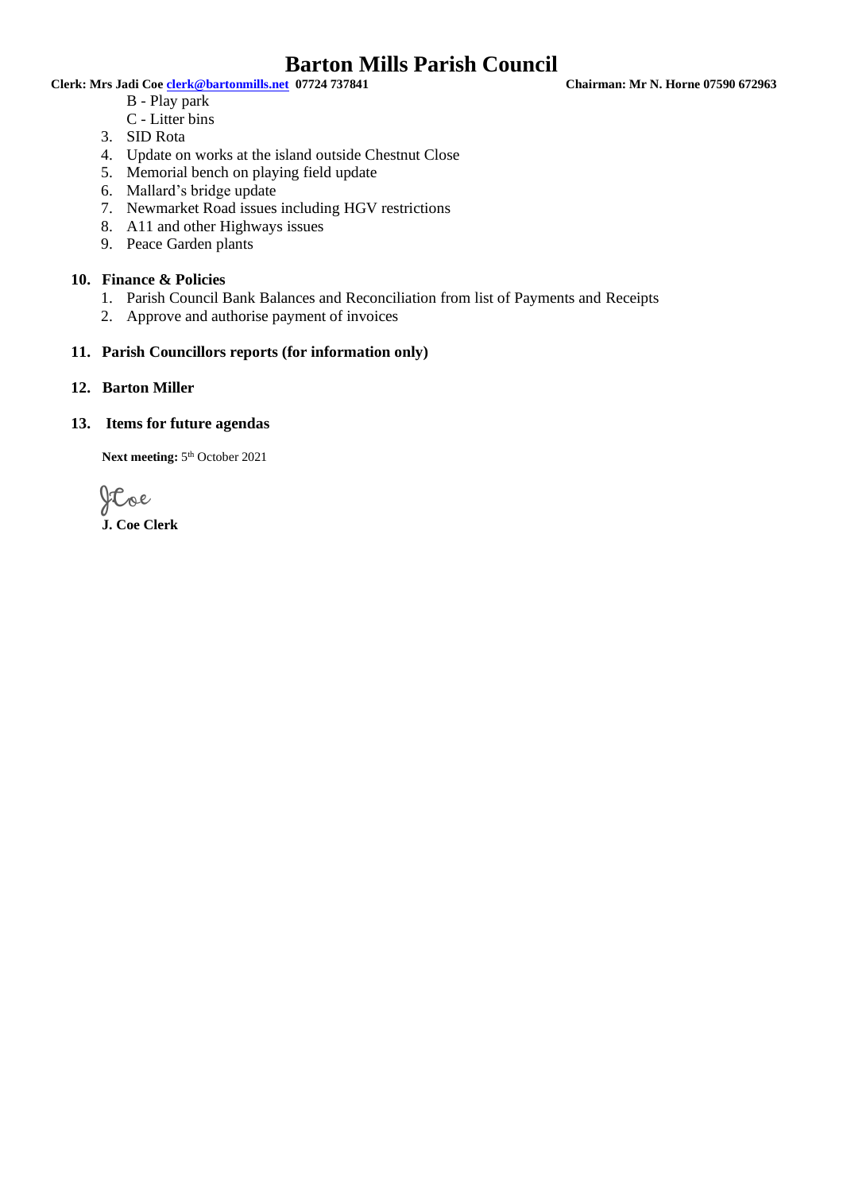B - Play park

C - Litter bins

3. SID Rota
4. Update on works at the island outside Chestnut Close
5. Memorial bench on playing field update
6. Mallard's bridge update
7. Newmarket Road issues including HGV restrictions
8. A11 and other Highways issues
9. Peace Garden plants

**10. Finance & Policies**

1. Parish Council Bank Balances and Reconciliation from list of Payments and Receipts
2. Approve and authorise payment of invoices

**11. Parish Councillors reports (for information only)**

**12. Barton Miller**

**13. Items for future agendas**

**Next meeting:** 5th October 2021

JCoe

**J. Coe Clerk**